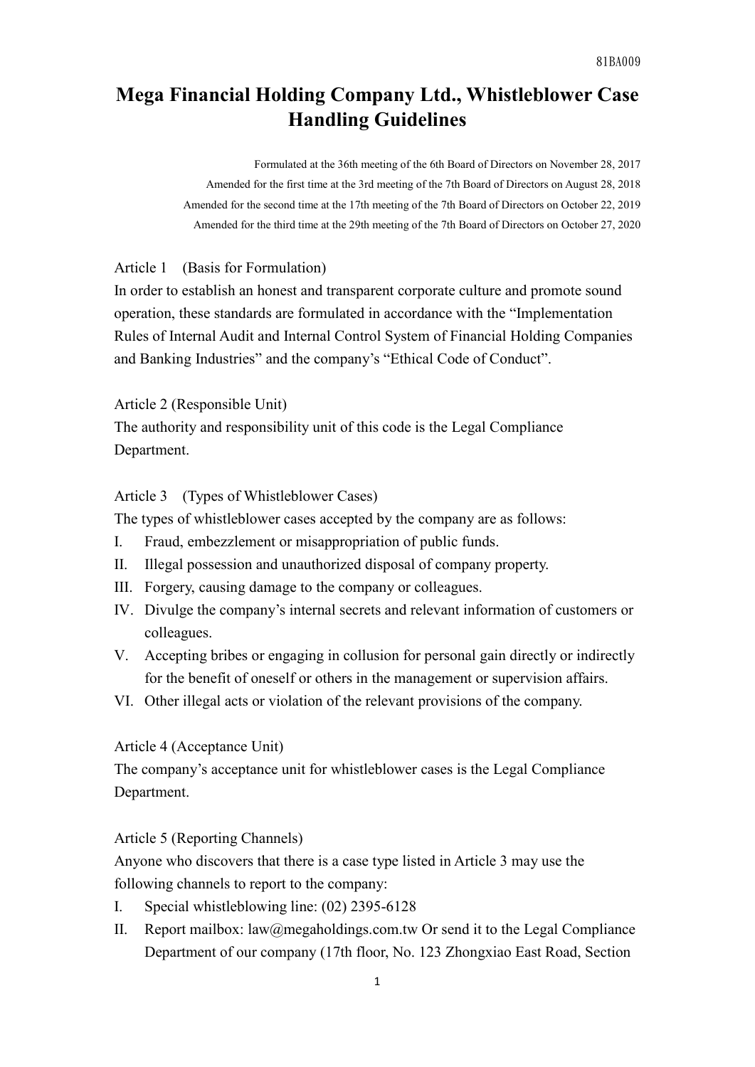81BA009

# Mega Financial Holding Company Ltd., Whistleblower Case Handling Guidelines

Formulated at the 36th meeting of the 6th Board of Directors on November 28, 2017
Amended for the first time at the 3rd meeting of the 7th Board of Directors on August 28, 2018
Amended for the second time at the 17th meeting of the 7th Board of Directors on October 22, 2019
Amended for the third time at the 29th meeting of the 7th Board of Directors on October 27, 2020

Article 1 (Basis for Formulation)
In order to establish an honest and transparent corporate culture and promote sound operation, these standards are formulated in accordance with the "Implementation Rules of Internal Audit and Internal Control System of Financial Holding Companies and Banking Industries" and the company's "Ethical Code of Conduct".

Article 2 (Responsible Unit)
The authority and responsibility unit of this code is the Legal Compliance Department.

Article 3 (Types of Whistleblower Cases)
The types of whistleblower cases accepted by the company are as follows:

I. Fraud, embezzlement or misappropriation of public funds.
II. Illegal possession and unauthorized disposal of company property.
III. Forgery, causing damage to the company or colleagues.
IV. Divulge the company's internal secrets and relevant information of customers or colleagues.
V. Accepting bribes or engaging in collusion for personal gain directly or indirectly for the benefit of oneself or others in the management or supervision affairs.
VI. Other illegal acts or violation of the relevant provisions of the company.

Article 4 (Acceptance Unit)
The company's acceptance unit for whistleblower cases is the Legal Compliance Department.

Article 5 (Reporting Channels)
Anyone who discovers that there is a case type listed in Article 3 may use the following channels to report to the company:

I. Special whistleblowing line: (02) 2395-6128
II. Report mailbox: law@megaholdings.com.tw Or send it to the Legal Compliance Department of our company (17th floor, No. 123 Zhongxiao East Road, Section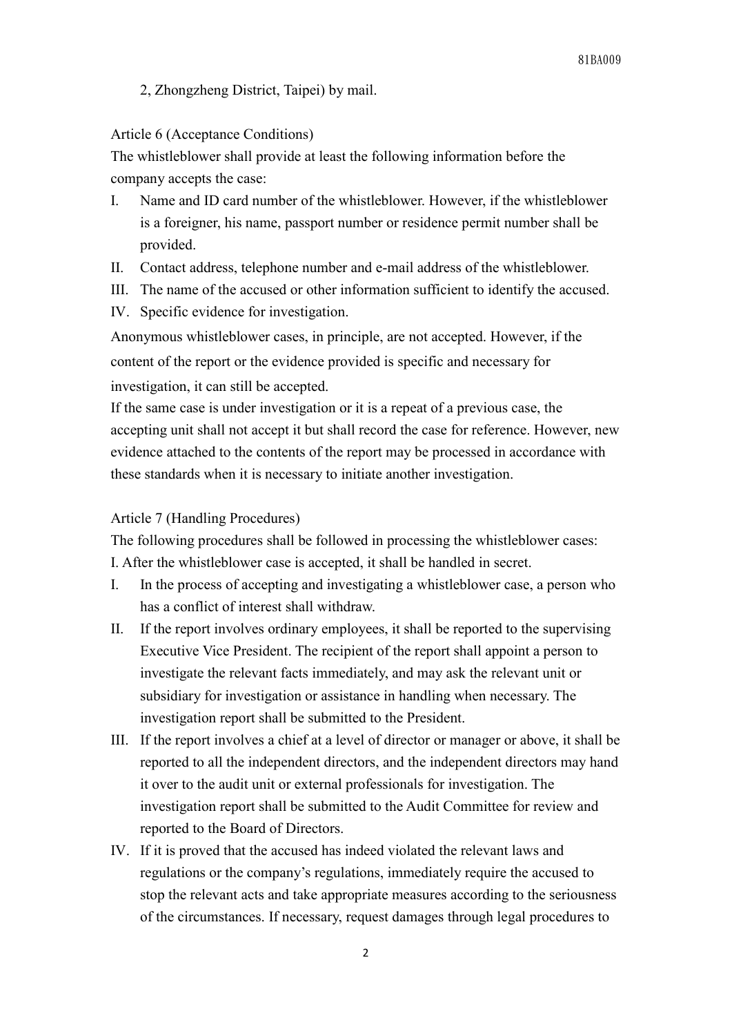2, Zhongzheng District, Taipei) by mail.

Article 6 (Acceptance Conditions)

The whistleblower shall provide at least the following information before the company accepts the case:

I. Name and ID card number of the whistleblower. However, if the whistleblower is a foreigner, his name, passport number or residence permit number shall be provided.
II. Contact address, telephone number and e-mail address of the whistleblower.
III. The name of the accused or other information sufficient to identify the accused.
IV. Specific evidence for investigation.

Anonymous whistleblower cases, in principle, are not accepted. However, if the content of the report or the evidence provided is specific and necessary for investigation, it can still be accepted.

If the same case is under investigation or it is a repeat of a previous case, the accepting unit shall not accept it but shall record the case for reference. However, new evidence attached to the contents of the report may be processed in accordance with these standards when it is necessary to initiate another investigation.

Article 7 (Handling Procedures)

The following procedures shall be followed in processing the whistleblower cases:

I. After the whistleblower case is accepted, it shall be handled in secret.

I. In the process of accepting and investigating a whistleblower case, a person who has a conflict of interest shall withdraw.
II. If the report involves ordinary employees, it shall be reported to the supervising Executive Vice President. The recipient of the report shall appoint a person to investigate the relevant facts immediately, and may ask the relevant unit or subsidiary for investigation or assistance in handling when necessary. The investigation report shall be submitted to the President.
III. If the report involves a chief at a level of director or manager or above, it shall be reported to all the independent directors, and the independent directors may hand it over to the audit unit or external professionals for investigation. The investigation report shall be submitted to the Audit Committee for review and reported to the Board of Directors.
IV. If it is proved that the accused has indeed violated the relevant laws and regulations or the company's regulations, immediately require the accused to stop the relevant acts and take appropriate measures according to the seriousness of the circumstances. If necessary, request damages through legal procedures to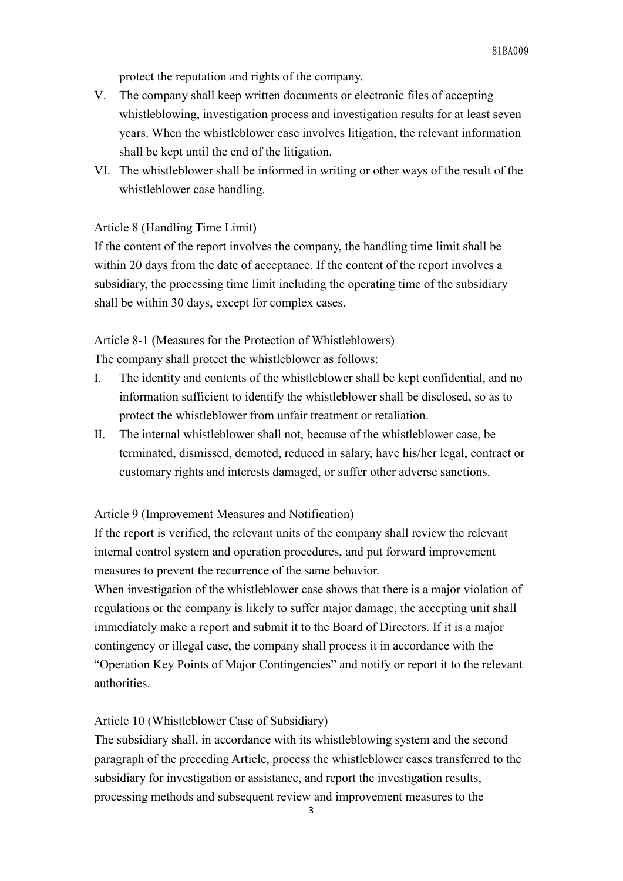protect the reputation and rights of the company.

V. The company shall keep written documents or electronic files of accepting whistleblowing, investigation process and investigation results for at least seven years. When the whistleblower case involves litigation, the relevant information shall be kept until the end of the litigation.

VI. The whistleblower shall be informed in writing or other ways of the result of the whistleblower case handling.

Article 8 (Handling Time Limit)

If the content of the report involves the company, the handling time limit shall be within 20 days from the date of acceptance. If the content of the report involves a subsidiary, the processing time limit including the operating time of the subsidiary shall be within 30 days, except for complex cases.

Article 8-1 (Measures for the Protection of Whistleblowers)

The company shall protect the whistleblower as follows:

I. The identity and contents of the whistleblower shall be kept confidential, and no information sufficient to identify the whistleblower shall be disclosed, so as to protect the whistleblower from unfair treatment or retaliation.

II. The internal whistleblower shall not, because of the whistleblower case, be terminated, dismissed, demoted, reduced in salary, have his/her legal, contract or customary rights and interests damaged, or suffer other adverse sanctions.

Article 9 (Improvement Measures and Notification)

If the report is verified, the relevant units of the company shall review the relevant internal control system and operation procedures, and put forward improvement measures to prevent the recurrence of the same behavior.

When investigation of the whistleblower case shows that there is a major violation of regulations or the company is likely to suffer major damage, the accepting unit shall immediately make a report and submit it to the Board of Directors. If it is a major contingency or illegal case, the company shall process it in accordance with the "Operation Key Points of Major Contingencies" and notify or report it to the relevant authorities.

Article 10 (Whistleblower Case of Subsidiary)

The subsidiary shall, in accordance with its whistleblowing system and the second paragraph of the preceding Article, process the whistleblower cases transferred to the subsidiary for investigation or assistance, and report the investigation results, processing methods and subsequent review and improvement measures to the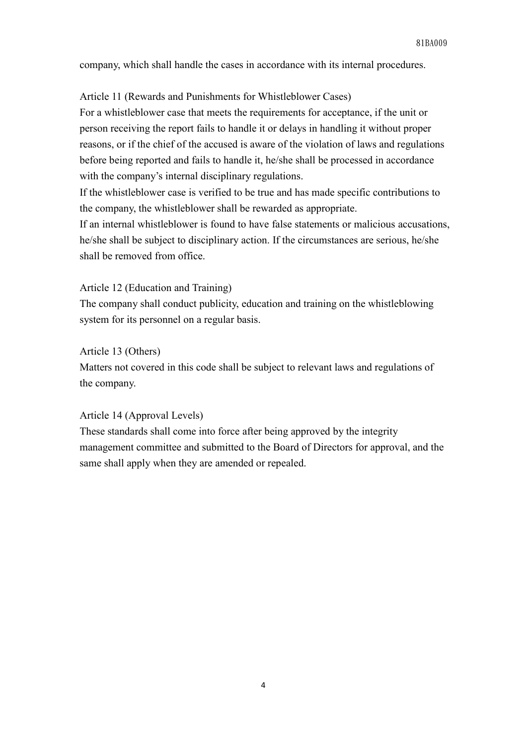company, which shall handle the cases in accordance with its internal procedures.

Article 11 (Rewards and Punishments for Whistleblower Cases)

For a whistleblower case that meets the requirements for acceptance, if the unit or person receiving the report fails to handle it or delays in handling it without proper reasons, or if the chief of the accused is aware of the violation of laws and regulations before being reported and fails to handle it, he/she shall be processed in accordance with the company's internal disciplinary regulations.

If the whistleblower case is verified to be true and has made specific contributions to the company, the whistleblower shall be rewarded as appropriate.

If an internal whistleblower is found to have false statements or malicious accusations, he/she shall be subject to disciplinary action. If the circumstances are serious, he/she shall be removed from office.

Article 12 (Education and Training)

The company shall conduct publicity, education and training on the whistleblowing system for its personnel on a regular basis.

Article 13 (Others)

Matters not covered in this code shall be subject to relevant laws and regulations of the company.

Article 14 (Approval Levels)

These standards shall come into force after being approved by the integrity management committee and submitted to the Board of Directors for approval, and the same shall apply when they are amended or repealed.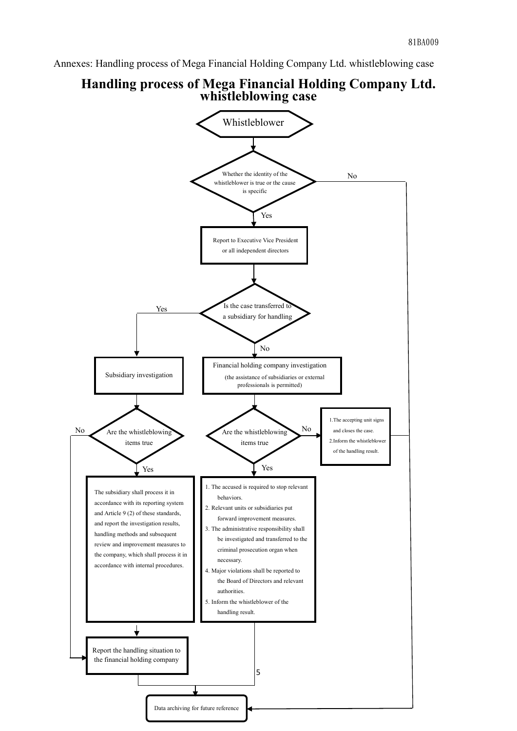Annexes: Handling process of Mega Financial Holding Company Ltd. whistleblowing case

# Handling process of Mega Financial Holding Company Ltd. whistleblowing case

Whistleblower

Whether the identity of the whistleblower is true or the cause is specific

No

Yes

Report to Executive Vice President or all independent directors

Is the case transferred to a subsidiary for handling

Yes

No

Subsidiary investigation

Financial holding company investigation (the assistance of subsidiaries or external professionals is permitted)

No

Are the whistleblowing items true

Are the whistleblowing items true

No

1.The accepting unit signs and closes the case.
2.Inform the whistleblower of the handling result.

Yes

Yes

The subsidiary shall process it in accordance with its reporting system and Article 9 (2) of these standards, and report the investigation results, handling methods and subsequent review and improvement measures to the company, which shall process it in accordance with internal procedures.

1. The accused is required to stop relevant behaviors.
2. Relevant units or subsidiaries put forward improvement measures.
3. The administrative responsibility shall be investigated and transferred to the criminal prosecution organ when necessary.
4. Major violations shall be reported to the Board of Directors and relevant authorities.
5. Inform the whistleblower of the handling result.

Report the handling situation to the financial holding company

Data archiving for future reference